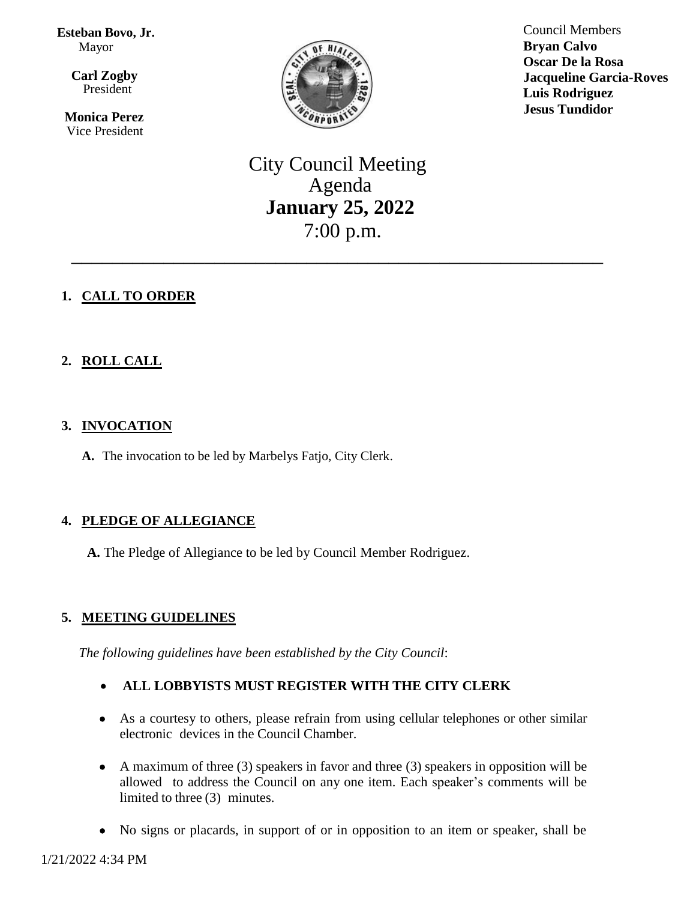**Esteban Bovo, Jr.**
Mayor

**Carl Zogby**
President

**Monica Perez**
Vice President

Council Members
**Bryan Calvo**
**Oscar De la Rosa**
**Jacqueline Garcia-Roves**
**Luis Rodriguez**
**Jesus Tundidor**

# City Council Meeting Agenda
## January 25, 2022
7:00 p.m.

---

1. **CALL TO ORDER**

2. **ROLL CALL**

3. **INVOCATION**

   **A.** The invocation to be led by Marbelys Fatjo, City Clerk.

4. **PLEDGE OF ALLEGIANCE**

   **A.** The Pledge of Allegiance to be led by Council Member Rodriguez.

5. **MEETING GUIDELINES**

   *The following guidelines have been established by the City Council*:

   - **ALL LOBBYISTS MUST REGISTER WITH THE CITY CLERK**
   - As a courtesy to others, please refrain from using cellular telephones or other similar electronic devices in the Council Chamber.
   - A maximum of three (3) speakers in favor and three (3) speakers in opposition will be allowed to address the Council on any one item. Each speaker's comments will be limited to three (3) minutes.
   - No signs or placards, in support of or in opposition to an item or speaker, shall be

1/21/2022 4:34 PM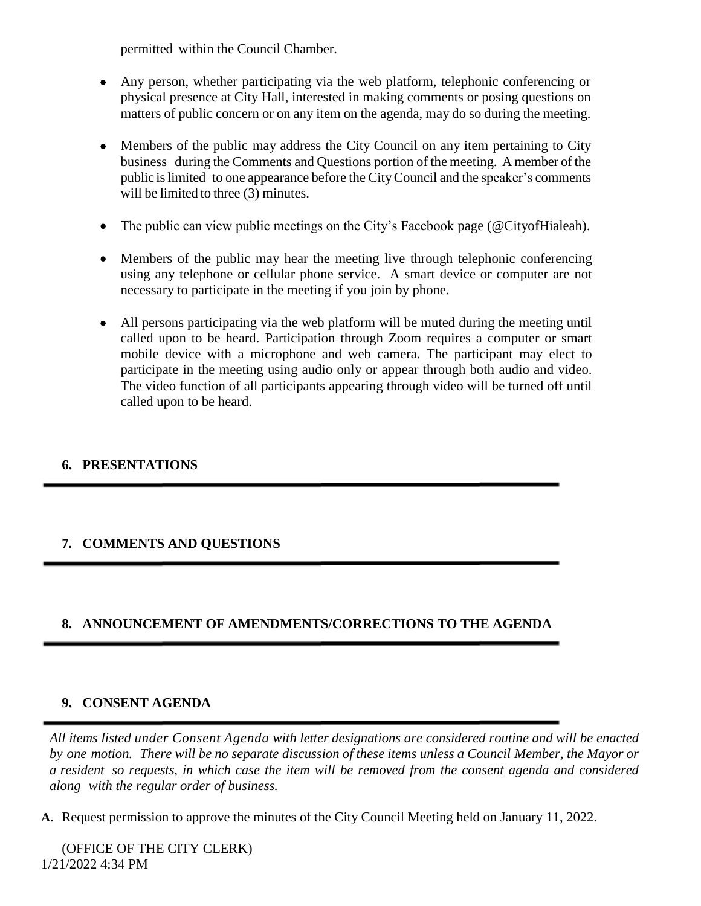permitted within the Council Chamber.

- Any person, whether participating via the web platform, telephonic conferencing or physical presence at City Hall, interested in making comments or posing questions on matters of public concern or on any item on the agenda, may do so during the meeting.
- Members of the public may address the City Council on any item pertaining to City business during the Comments and Questions portion of the meeting. A member of the public is limited to one appearance before the City Council and the speaker's comments will be limited to three (3) minutes.
- The public can view public meetings on the City's Facebook page (@CityofHialeah).
- Members of the public may hear the meeting live through telephonic conferencing using any telephone or cellular phone service. A smart device or computer are not necessary to participate in the meeting if you join by phone.
- All persons participating via the web platform will be muted during the meeting until called upon to be heard. Participation through Zoom requires a computer or smart mobile device with a microphone and web camera. The participant may elect to participate in the meeting using audio only or appear through both audio and video. The video function of all participants appearing through video will be turned off until called upon to be heard.

## 6. PRESENTATIONS

## 7. COMMENTS AND QUESTIONS

## 8. ANNOUNCEMENT OF AMENDMENTS/CORRECTIONS TO THE AGENDA

## 9. CONSENT AGENDA

*All items listed under Consent Agenda with letter designations are considered routine and will be enacted by one motion. There will be no separate discussion of these items unless a Council Member, the Mayor or a resident so requests, in which case the item will be removed from the consent agenda and considered along with the regular order of business.*

**A.** Request permission to approve the minutes of the City Council Meeting held on January 11, 2022.

(OFFICE OF THE CITY CLERK)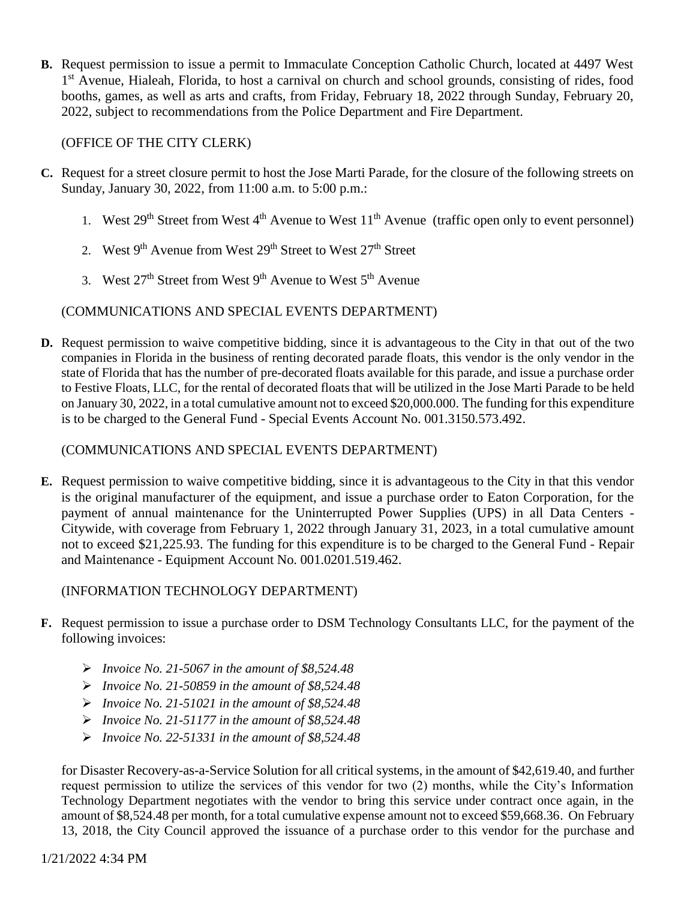**B.** Request permission to issue a permit to Immaculate Conception Catholic Church, located at 4497 West 1st Avenue, Hialeah, Florida, to host a carnival on church and school grounds, consisting of rides, food booths, games, as well as arts and crafts, from Friday, February 18, 2022 through Sunday, February 20, 2022, subject to recommendations from the Police Department and Fire Department.

(OFFICE OF THE CITY CLERK)

**C.** Request for a street closure permit to host the Jose Marti Parade, for the closure of the following streets on Sunday, January 30, 2022, from 11:00 a.m. to 5:00 p.m.:

1. West 29th Street from West 4th Avenue to West 11th Avenue (traffic open only to event personnel)
2. West 9th Avenue from West 29th Street to West 27th Street
3. West 27th Street from West 9th Avenue to West 5th Avenue

(COMMUNICATIONS AND SPECIAL EVENTS DEPARTMENT)

**D.** Request permission to waive competitive bidding, since it is advantageous to the City in that out of the two companies in Florida in the business of renting decorated parade floats, this vendor is the only vendor in the state of Florida that has the number of pre-decorated floats available for this parade, and issue a purchase order to Festive Floats, LLC, for the rental of decorated floats that will be utilized in the Jose Marti Parade to be held on January 30, 2022, in a total cumulative amount not to exceed $20,000.000. The funding for this expenditure is to be charged to the General Fund - Special Events Account No. 001.3150.573.492.

(COMMUNICATIONS AND SPECIAL EVENTS DEPARTMENT)

**E.** Request permission to waive competitive bidding, since it is advantageous to the City in that this vendor is the original manufacturer of the equipment, and issue a purchase order to Eaton Corporation, for the payment of annual maintenance for the Uninterrupted Power Supplies (UPS) in all Data Centers - Citywide, with coverage from February 1, 2022 through January 31, 2023, in a total cumulative amount not to exceed $21,225.93. The funding for this expenditure is to be charged to the General Fund - Repair and Maintenance - Equipment Account No. 001.0201.519.462.

(INFORMATION TECHNOLOGY DEPARTMENT)

**F.** Request permission to issue a purchase order to DSM Technology Consultants LLC, for the payment of the following invoices:

- *Invoice No. 21-5067 in the amount of $8,524.48*
- *Invoice No. 21-50859 in the amount of $8,524.48*
- *Invoice No. 21-51021 in the amount of $8,524.48*
- *Invoice No. 21-51177 in the amount of $8,524.48*
- *Invoice No. 22-51331 in the amount of $8,524.48*

for Disaster Recovery-as-a-Service Solution for all critical systems, in the amount of $42,619.40, and further request permission to utilize the services of this vendor for two (2) months, while the City's Information Technology Department negotiates with the vendor to bring this service under contract once again, in the amount of $8,524.48 per month, for a total cumulative expense amount not to exceed $59,668.36. On February 13, 2018, the City Council approved the issuance of a purchase order to this vendor for the purchase and

1/21/2022 4:34 PM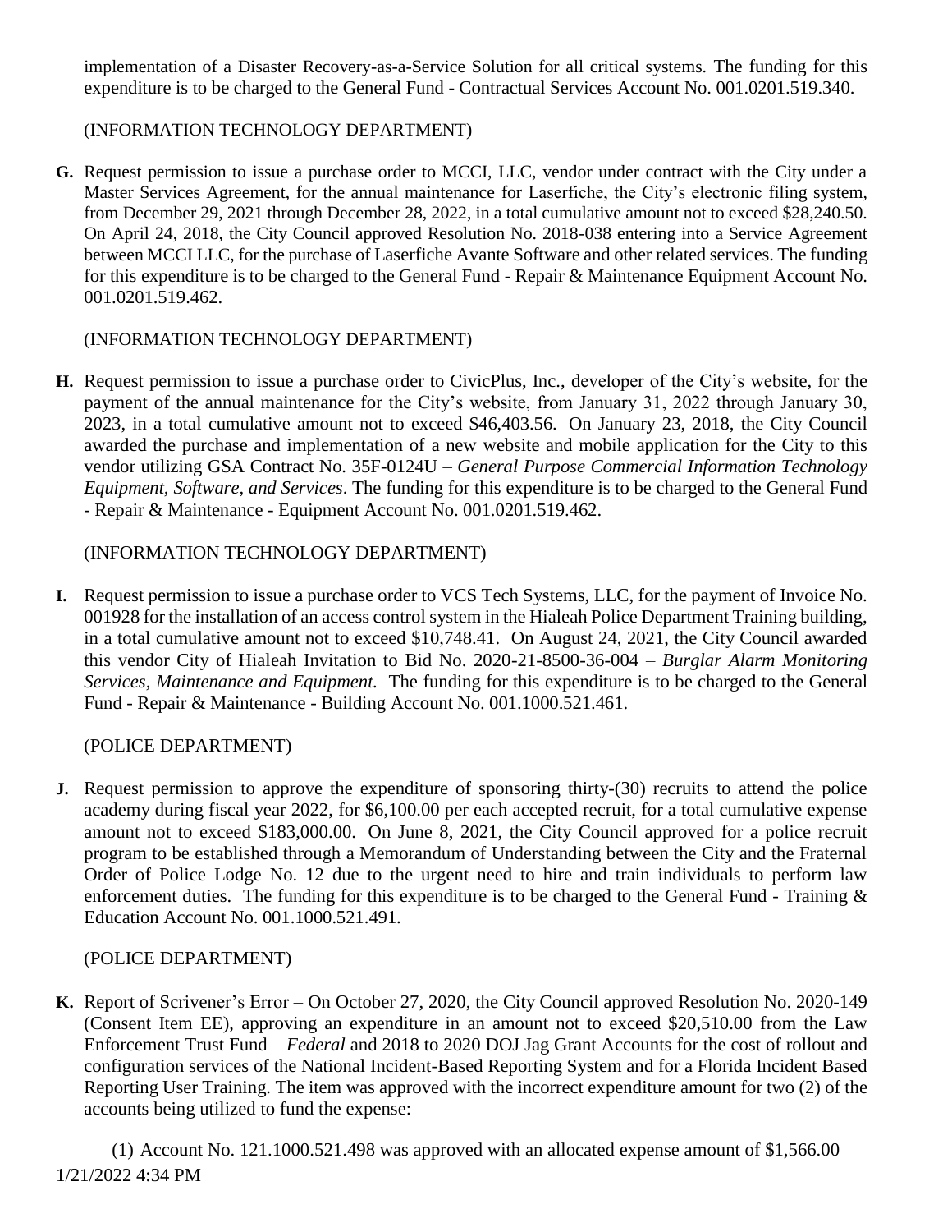implementation of a Disaster Recovery-as-a-Service Solution for all critical systems. The funding for this expenditure is to be charged to the General Fund - Contractual Services Account No. 001.0201.519.340.

(INFORMATION TECHNOLOGY DEPARTMENT)

**G.** Request permission to issue a purchase order to MCCI, LLC, vendor under contract with the City under a Master Services Agreement, for the annual maintenance for Laserfiche, the City's electronic filing system, from December 29, 2021 through December 28, 2022, in a total cumulative amount not to exceed $28,240.50. On April 24, 2018, the City Council approved Resolution No. 2018-038 entering into a Service Agreement between MCCI LLC, for the purchase of Laserfiche Avante Software and other related services. The funding for this expenditure is to be charged to the General Fund - Repair & Maintenance Equipment Account No. 001.0201.519.462.

(INFORMATION TECHNOLOGY DEPARTMENT)

**H.** Request permission to issue a purchase order to CivicPlus, Inc., developer of the City's website, for the payment of the annual maintenance for the City's website, from January 31, 2022 through January 30, 2023, in a total cumulative amount not to exceed $46,403.56. On January 23, 2018, the City Council awarded the purchase and implementation of a new website and mobile application for the City to this vendor utilizing GSA Contract No. 35F-0124U – *General Purpose Commercial Information Technology Equipment, Software, and Services*. The funding for this expenditure is to be charged to the General Fund - Repair & Maintenance - Equipment Account No. 001.0201.519.462.

(INFORMATION TECHNOLOGY DEPARTMENT)

**I.** Request permission to issue a purchase order to VCS Tech Systems, LLC, for the payment of Invoice No. 001928 for the installation of an access control system in the Hialeah Police Department Training building, in a total cumulative amount not to exceed $10,748.41. On August 24, 2021, the City Council awarded this vendor City of Hialeah Invitation to Bid No. 2020-21-8500-36-004 – *Burglar Alarm Monitoring Services, Maintenance and Equipment.* The funding for this expenditure is to be charged to the General Fund - Repair & Maintenance - Building Account No. 001.1000.521.461.

(POLICE DEPARTMENT)

**J.** Request permission to approve the expenditure of sponsoring thirty-(30) recruits to attend the police academy during fiscal year 2022, for $6,100.00 per each accepted recruit, for a total cumulative expense amount not to exceed $183,000.00. On June 8, 2021, the City Council approved for a police recruit program to be established through a Memorandum of Understanding between the City and the Fraternal Order of Police Lodge No. 12 due to the urgent need to hire and train individuals to perform law enforcement duties. The funding for this expenditure is to be charged to the General Fund - Training & Education Account No. 001.1000.521.491.

(POLICE DEPARTMENT)

**K.** Report of Scrivener's Error – On October 27, 2020, the City Council approved Resolution No. 2020-149 (Consent Item EE), approving an expenditure in an amount not to exceed $20,510.00 from the Law Enforcement Trust Fund – *Federal* and 2018 to 2020 DOJ Jag Grant Accounts for the cost of rollout and configuration services of the National Incident-Based Reporting System and for a Florida Incident Based Reporting User Training. The item was approved with the incorrect expenditure amount for two (2) of the accounts being utilized to fund the expense:

(1) Account No. 121.1000.521.498 was approved with an allocated expense amount of $1,566.00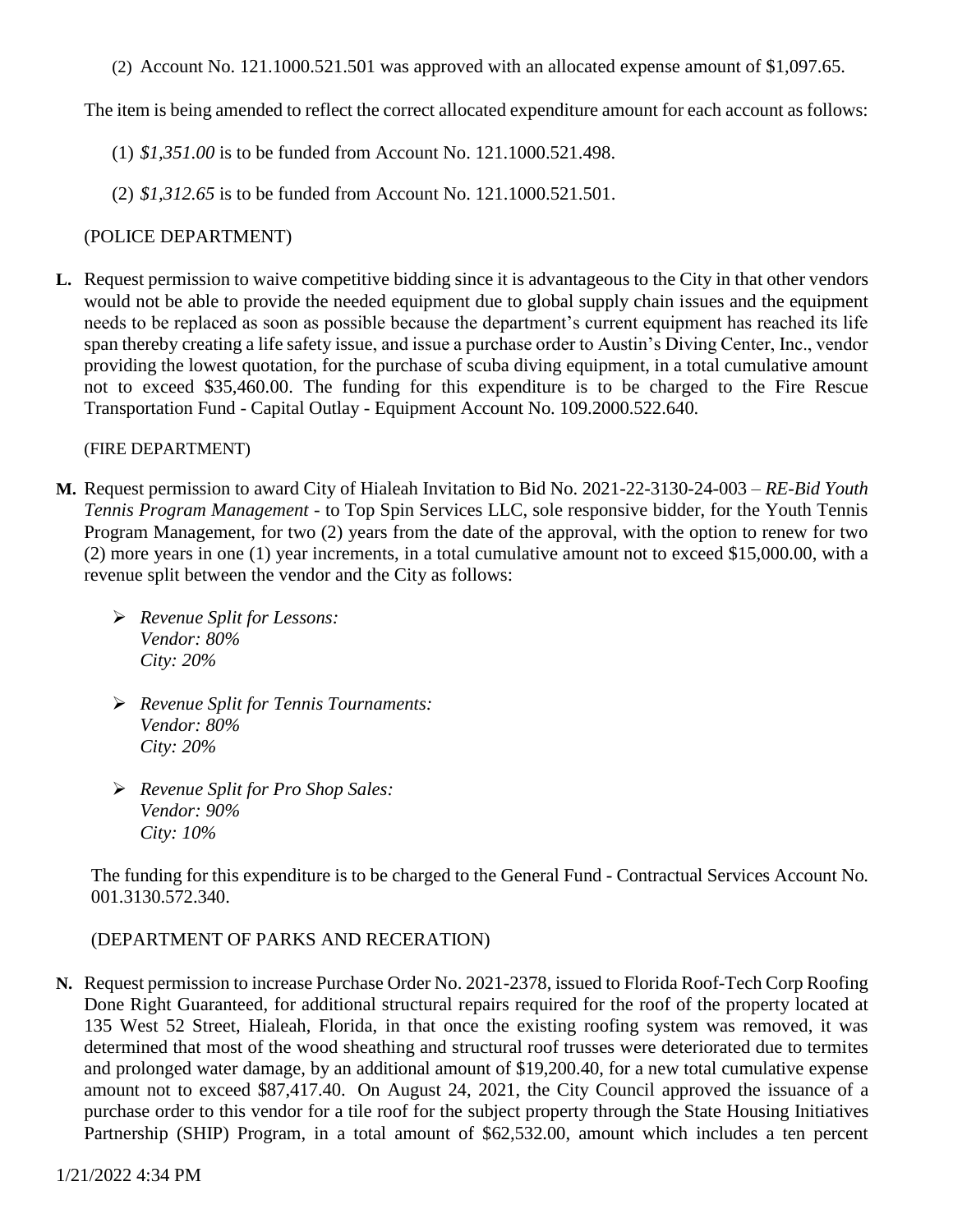(2) Account No. 121.1000.521.501 was approved with an allocated expense amount of $1,097.65.

The item is being amended to reflect the correct allocated expenditure amount for each account as follows:

(1) *$1,351.00* is to be funded from Account No. 121.1000.521.498.

(2) *$1,312.65* is to be funded from Account No. 121.1000.521.501.

(POLICE DEPARTMENT)

**L.** Request permission to waive competitive bidding since it is advantageous to the City in that other vendors would not be able to provide the needed equipment due to global supply chain issues and the equipment needs to be replaced as soon as possible because the department's current equipment has reached its life span thereby creating a life safety issue, and issue a purchase order to Austin's Diving Center, Inc., vendor providing the lowest quotation, for the purchase of scuba diving equipment, in a total cumulative amount not to exceed $35,460.00. The funding for this expenditure is to be charged to the Fire Rescue Transportation Fund - Capital Outlay - Equipment Account No. 109.2000.522.640.

(FIRE DEPARTMENT)

**M.** Request permission to award City of Hialeah Invitation to Bid No. 2021-22-3130-24-003 – *RE-Bid Youth Tennis Program Management* - to Top Spin Services LLC, sole responsive bidder, for the Youth Tennis Program Management, for two (2) years from the date of the approval, with the option to renew for two (2) more years in one (1) year increments, in a total cumulative amount not to exceed $15,000.00, with a revenue split between the vendor and the City as follows:

- *Revenue Split for Lessons:*
  *Vendor: 80%*
  *City: 20%*

- *Revenue Split for Tennis Tournaments:*
  *Vendor: 80%*
  *City: 20%*

- *Revenue Split for Pro Shop Sales:*
  *Vendor: 90%*
  *City: 10%*

The funding for this expenditure is to be charged to the General Fund - Contractual Services Account No. 001.3130.572.340.

(DEPARTMENT OF PARKS AND RECERATION)

**N.** Request permission to increase Purchase Order No. 2021-2378, issued to Florida Roof-Tech Corp Roofing Done Right Guaranteed, for additional structural repairs required for the roof of the property located at 135 West 52 Street, Hialeah, Florida, in that once the existing roofing system was removed, it was determined that most of the wood sheathing and structural roof trusses were deteriorated due to termites and prolonged water damage, by an additional amount of $19,200.40, for a new total cumulative expense amount not to exceed $87,417.40. On August 24, 2021, the City Council approved the issuance of a purchase order to this vendor for a tile roof for the subject property through the State Housing Initiatives Partnership (SHIP) Program, in a total amount of $62,532.00, amount which includes a ten percent

1/21/2022 4:34 PM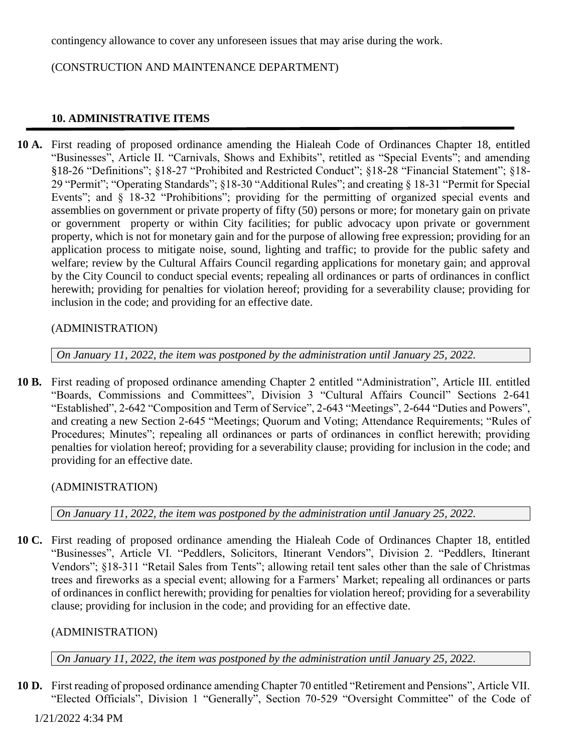contingency allowance to cover any unforeseen issues that may arise during the work.

(CONSTRUCTION AND MAINTENANCE DEPARTMENT)

## 10. ADMINISTRATIVE ITEMS

**10 A.** First reading of proposed ordinance amending the Hialeah Code of Ordinances Chapter 18, entitled "Businesses", Article II. "Carnivals, Shows and Exhibits", retitled as "Special Events"; and amending §18-26 "Definitions"; §18-27 "Prohibited and Restricted Conduct"; §18-28 "Financial Statement"; §18-29 "Permit"; "Operating Standards"; §18-30 "Additional Rules"; and creating § 18-31 "Permit for Special Events"; and § 18-32 "Prohibitions"; providing for the permitting of organized special events and assemblies on government or private property of fifty (50) persons or more; for monetary gain on private or government property or within City facilities; for public advocacy upon private or government property, which is not for monetary gain and for the purpose of allowing free expression; providing for an application process to mitigate noise, sound, lighting and traffic; to provide for the public safety and welfare; review by the Cultural Affairs Council regarding applications for monetary gain; and approval by the City Council to conduct special events; repealing all ordinances or parts of ordinances in conflict herewith; providing for penalties for violation hereof; providing for a severability clause; providing for inclusion in the code; and providing for an effective date.

(ADMINISTRATION)

*On January 11, 2022, the item was postponed by the administration until January 25, 2022.*

**10 B.** First reading of proposed ordinance amending Chapter 2 entitled "Administration", Article III. entitled "Boards, Commissions and Committees", Division 3 "Cultural Affairs Council" Sections 2-641 "Established", 2-642 "Composition and Term of Service", 2-643 "Meetings", 2-644 "Duties and Powers", and creating a new Section 2-645 "Meetings; Quorum and Voting; Attendance Requirements; "Rules of Procedures; Minutes"; repealing all ordinances or parts of ordinances in conflict herewith; providing penalties for violation hereof; providing for a severability clause; providing for inclusion in the code; and providing for an effective date.

(ADMINISTRATION)

*On January 11, 2022, the item was postponed by the administration until January 25, 2022.*

**10 C.** First reading of proposed ordinance amending the Hialeah Code of Ordinances Chapter 18, entitled "Businesses", Article VI. "Peddlers, Solicitors, Itinerant Vendors", Division 2. "Peddlers, Itinerant Vendors"; §18-311 "Retail Sales from Tents"; allowing retail tent sales other than the sale of Christmas trees and fireworks as a special event; allowing for a Farmers' Market; repealing all ordinances or parts of ordinances in conflict herewith; providing for penalties for violation hereof; providing for a severability clause; providing for inclusion in the code; and providing for an effective date.

(ADMINISTRATION)

*On January 11, 2022, the item was postponed by the administration until January 25, 2022.*

**10 D.** First reading of proposed ordinance amending Chapter 70 entitled "Retirement and Pensions", Article VII. "Elected Officials", Division 1 "Generally", Section 70-529 "Oversight Committee" of the Code of

1/21/2022 4:34 PM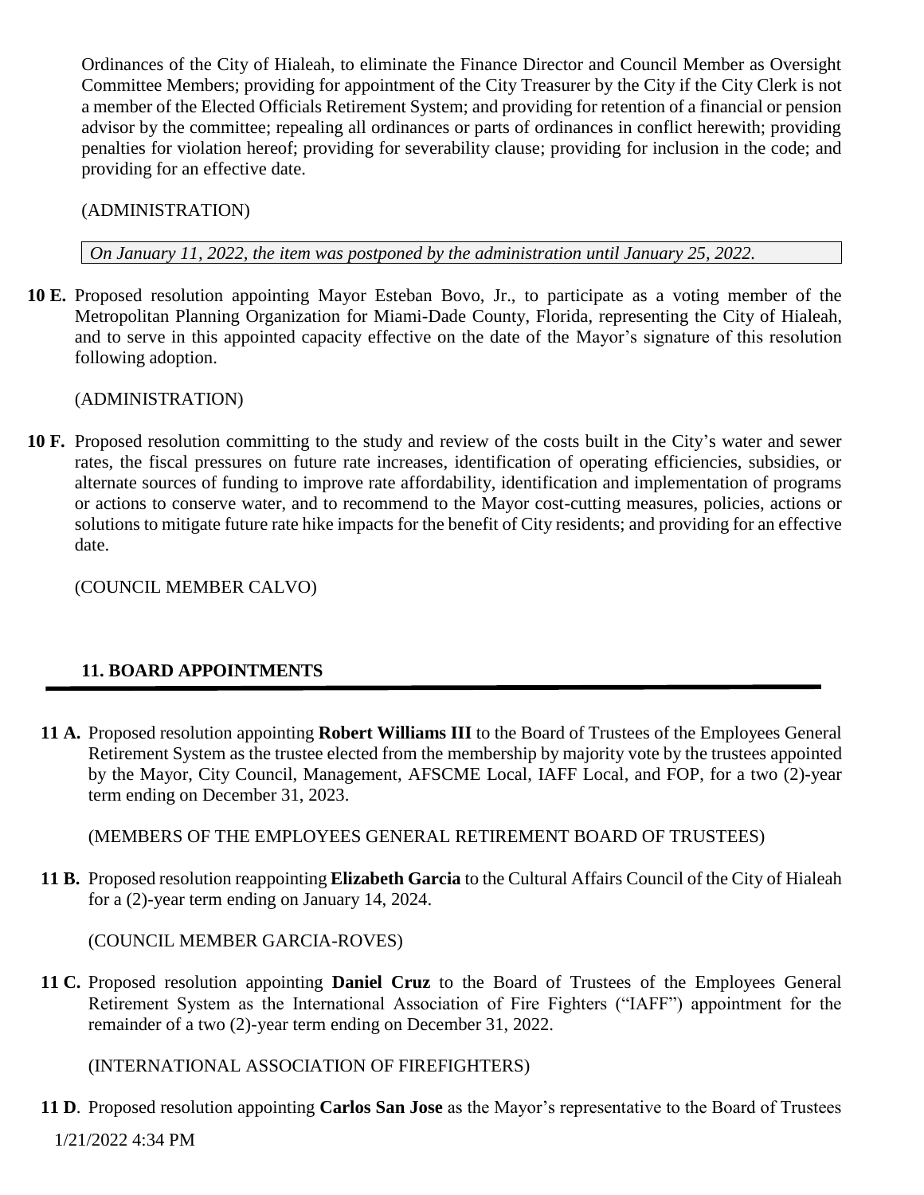Ordinances of the City of Hialeah, to eliminate the Finance Director and Council Member as Oversight Committee Members; providing for appointment of the City Treasurer by the City if the City Clerk is not a member of the Elected Officials Retirement System; and providing for retention of a financial or pension advisor by the committee; repealing all ordinances or parts of ordinances in conflict herewith; providing penalties for violation hereof; providing for severability clause; providing for inclusion in the code; and providing for an effective date.

(ADMINISTRATION)

*On January 11, 2022, the item was postponed by the administration until January 25, 2022.*

**10 E.** Proposed resolution appointing Mayor Esteban Bovo, Jr., to participate as a voting member of the Metropolitan Planning Organization for Miami-Dade County, Florida, representing the City of Hialeah, and to serve in this appointed capacity effective on the date of the Mayor's signature of this resolution following adoption.

(ADMINISTRATION)

**10 F.** Proposed resolution committing to the study and review of the costs built in the City's water and sewer rates, the fiscal pressures on future rate increases, identification of operating efficiencies, subsidies, or alternate sources of funding to improve rate affordability, identification and implementation of programs or actions to conserve water, and to recommend to the Mayor cost-cutting measures, policies, actions or solutions to mitigate future rate hike impacts for the benefit of City residents; and providing for an effective date.

(COUNCIL MEMBER CALVO)

## 11. BOARD APPOINTMENTS

**11 A.** Proposed resolution appointing **Robert Williams III** to the Board of Trustees of the Employees General Retirement System as the trustee elected from the membership by majority vote by the trustees appointed by the Mayor, City Council, Management, AFSCME Local, IAFF Local, and FOP, for a two (2)-year term ending on December 31, 2023.

(MEMBERS OF THE EMPLOYEES GENERAL RETIREMENT BOARD OF TRUSTEES)

**11 B.** Proposed resolution reappointing **Elizabeth Garcia** to the Cultural Affairs Council of the City of Hialeah for a (2)-year term ending on January 14, 2024.

(COUNCIL MEMBER GARCIA-ROVES)

**11 C.** Proposed resolution appointing **Daniel Cruz** to the Board of Trustees of the Employees General Retirement System as the International Association of Fire Fighters ("IAFF") appointment for the remainder of a two (2)-year term ending on December 31, 2022.

(INTERNATIONAL ASSOCIATION OF FIREFIGHTERS)

**11 D**. Proposed resolution appointing **Carlos San Jose** as the Mayor's representative to the Board of Trustees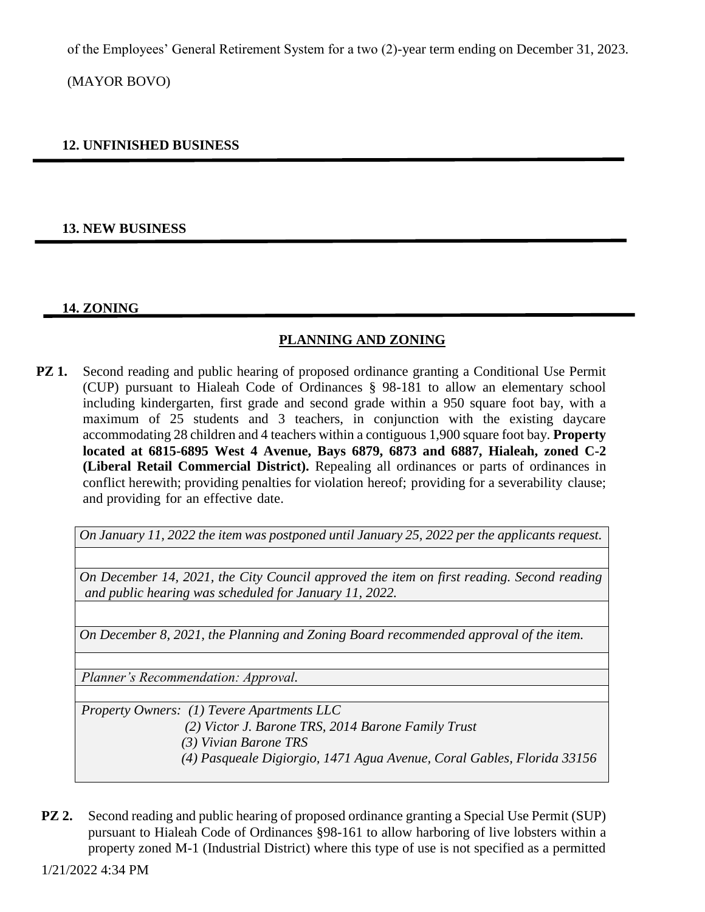of the Employees' General Retirement System for a two (2)-year term ending on December 31, 2023.

(MAYOR BOVO)

## 12. UNFINISHED BUSINESS

## 13. NEW BUSINESS

## 14. ZONING

### PLANNING AND ZONING

**PZ 1.** Second reading and public hearing of proposed ordinance granting a Conditional Use Permit (CUP) pursuant to Hialeah Code of Ordinances § 98-181 to allow an elementary school including kindergarten, first grade and second grade within a 950 square foot bay, with a maximum of 25 students and 3 teachers, in conjunction with the existing daycare accommodating 28 children and 4 teachers within a contiguous 1,900 square foot bay. **Property located at 6815-6895 West 4 Avenue, Bays 6879, 6873 and 6887, Hialeah, zoned C-2 (Liberal Retail Commercial District).** Repealing all ordinances or parts of ordinances in conflict herewith; providing penalties for violation hereof; providing for a severability clause; and providing for an effective date.

| |
|---|
| *On January 11, 2022 the item was postponed until January 25, 2022 per the applicants request.* |
| |
| *On December 14, 2021, the City Council approved the item on first reading. Second reading and public hearing was scheduled for January 11, 2022.* |
| |
| *On December 8, 2021, the Planning and Zoning Board recommended approval of the item.* |
| |
| *Planner's Recommendation: Approval.* |
| |
| *Property Owners: (1) Tevere Apartments LLC<br>(2) Victor J. Barone TRS, 2014 Barone Family Trust<br>(3) Vivian Barone TRS<br>(4) Pasqueale Digiorgio, 1471 Agua Avenue, Coral Gables, Florida 33156* |

**PZ 2.** Second reading and public hearing of proposed ordinance granting a Special Use Permit (SUP) pursuant to Hialeah Code of Ordinances §98-161 to allow harboring of live lobsters within a property zoned M-1 (Industrial District) where this type of use is not specified as a permitted

1/21/2022 4:34 PM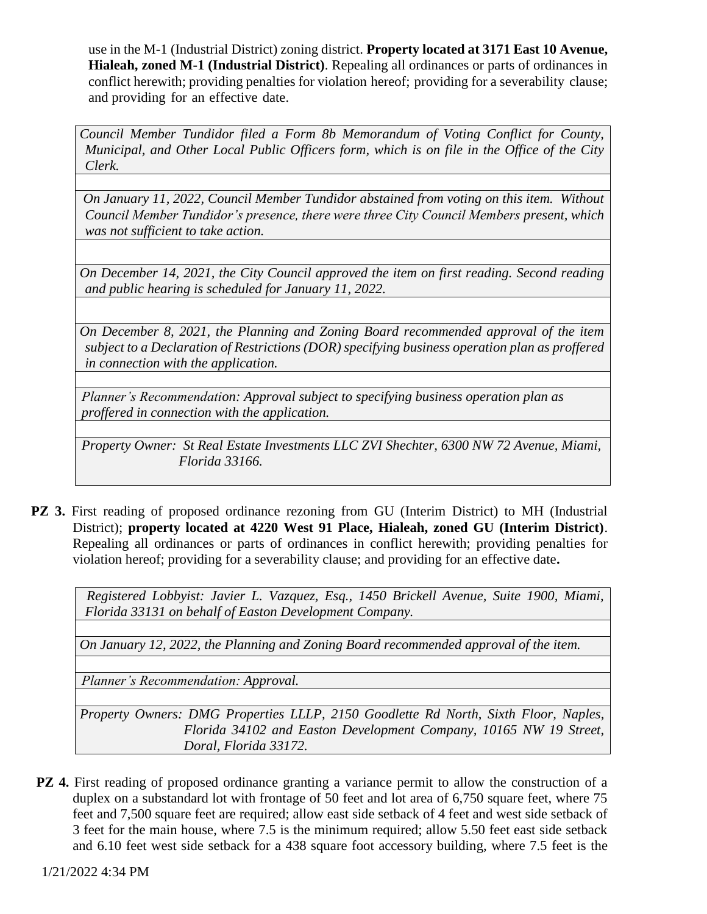use in the M-1 (Industrial District) zoning district. **Property located at 3171 East 10 Avenue, Hialeah, zoned M-1 (Industrial District)**. Repealing all ordinances or parts of ordinances in conflict herewith; providing penalties for violation hereof; providing for a severability clause; and providing for an effective date.

> *Council Member Tundidor filed a Form 8b Memorandum of Voting Conflict for County, Municipal, and Other Local Public Officers form, which is on file in the Office of the City Clerk.*
>
> *On January 11, 2022, Council Member Tundidor abstained from voting on this item. Without Council Member Tundidor's presence, there were three City Council Members present, which was not sufficient to take action.*
>
> *On December 14, 2021, the City Council approved the item on first reading. Second reading and public hearing is scheduled for January 11, 2022.*
>
> *On December 8, 2021, the Planning and Zoning Board recommended approval of the item subject to a Declaration of Restrictions (DOR) specifying business operation plan as proffered in connection with the application.*
>
> *Planner's Recommendation: Approval subject to specifying business operation plan as proffered in connection with the application.*
>
> *Property Owner: St Real Estate Investments LLC ZVI Shechter, 6300 NW 72 Avenue, Miami, Florida 33166.*

**PZ 3.** First reading of proposed ordinance rezoning from GU (Interim District) to MH (Industrial District); **property located at 4220 West 91 Place, Hialeah, zoned GU (Interim District)**. Repealing all ordinances or parts of ordinances in conflict herewith; providing penalties for violation hereof; providing for a severability clause; and providing for an effective date**.**

> *Registered Lobbyist: Javier L. Vazquez, Esq., 1450 Brickell Avenue, Suite 1900, Miami, Florida 33131 on behalf of Easton Development Company.*
>
> *On January 12, 2022, the Planning and Zoning Board recommended approval of the item.*
>
> *Planner's Recommendation: Approval.*
>
> *Property Owners: DMG Properties LLLP, 2150 Goodlette Rd North, Sixth Floor, Naples, Florida 34102 and Easton Development Company, 10165 NW 19 Street, Doral, Florida 33172.*

**PZ 4.** First reading of proposed ordinance granting a variance permit to allow the construction of a duplex on a substandard lot with frontage of 50 feet and lot area of 6,750 square feet, where 75 feet and 7,500 square feet are required; allow east side setback of 4 feet and west side setback of 3 feet for the main house, where 7.5 is the minimum required; allow 5.50 feet east side setback and 6.10 feet west side setback for a 438 square foot accessory building, where 7.5 feet is the

1/21/2022 4:34 PM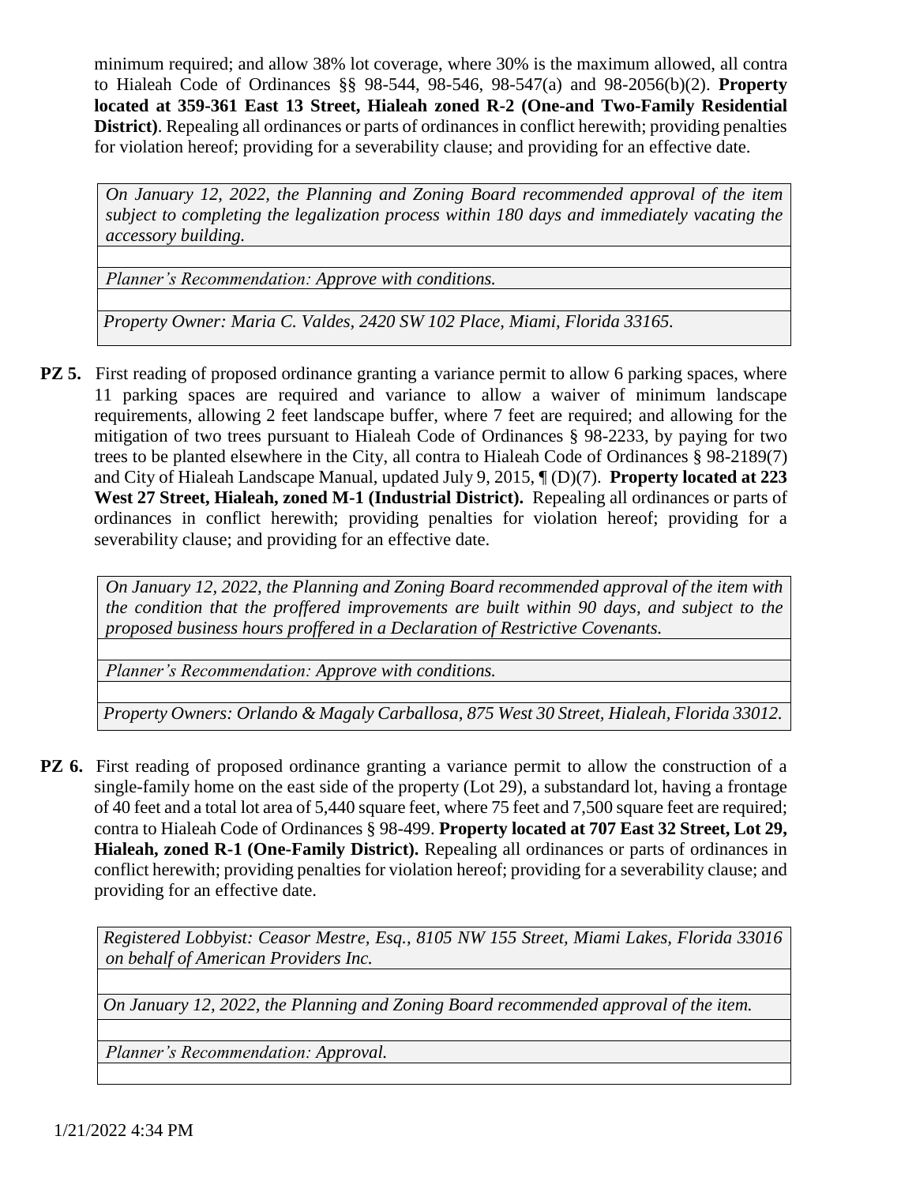minimum required; and allow 38% lot coverage, where 30% is the maximum allowed, all contra to Hialeah Code of Ordinances §§ 98-544, 98-546, 98-547(a) and 98-2056(b)(2). **Property located at 359-361 East 13 Street, Hialeah zoned R-2 (One-and Two-Family Residential District)**. Repealing all ordinances or parts of ordinances in conflict herewith; providing penalties for violation hereof; providing for a severability clause; and providing for an effective date.

| *On January 12, 2022, the Planning and Zoning Board recommended approval of the item subject to completing the legalization process within 180 days and immediately vacating the accessory building.* |
|---|
| |
| *Planner's Recommendation: Approve with conditions.* |
| |
| *Property Owner: Maria C. Valdes, 2420 SW 102 Place, Miami, Florida 33165.* |

**PZ 5.** First reading of proposed ordinance granting a variance permit to allow 6 parking spaces, where 11 parking spaces are required and variance to allow a waiver of minimum landscape requirements, allowing 2 feet landscape buffer, where 7 feet are required; and allowing for the mitigation of two trees pursuant to Hialeah Code of Ordinances § 98-2233, by paying for two trees to be planted elsewhere in the City, all contra to Hialeah Code of Ordinances § 98-2189(7) and City of Hialeah Landscape Manual, updated July 9, 2015, ¶ (D)(7). **Property located at 223 West 27 Street, Hialeah, zoned M-1 (Industrial District).** Repealing all ordinances or parts of ordinances in conflict herewith; providing penalties for violation hereof; providing for a severability clause; and providing for an effective date.

| *On January 12, 2022, the Planning and Zoning Board recommended approval of the item with the condition that the proffered improvements are built within 90 days, and subject to the proposed business hours proffered in a Declaration of Restrictive Covenants.* |
|---|
| |
| *Planner's Recommendation: Approve with conditions.* |
| |
| *Property Owners: Orlando & Magaly Carballosa, 875 West 30 Street, Hialeah, Florida 33012.* |

**PZ 6.** First reading of proposed ordinance granting a variance permit to allow the construction of a single-family home on the east side of the property (Lot 29), a substandard lot, having a frontage of 40 feet and a total lot area of 5,440 square feet, where 75 feet and 7,500 square feet are required; contra to Hialeah Code of Ordinances § 98-499. **Property located at 707 East 32 Street, Lot 29, Hialeah, zoned R-1 (One-Family District).** Repealing all ordinances or parts of ordinances in conflict herewith; providing penalties for violation hereof; providing for a severability clause; and providing for an effective date.

| *Registered Lobbyist: Ceasor Mestre, Esq., 8105 NW 155 Street, Miami Lakes, Florida 33016 on behalf of American Providers Inc.* |
|---|
| |
| *On January 12, 2022, the Planning and Zoning Board recommended approval of the item.* |
| |
| *Planner's Recommendation: Approval.* |
| |

1/21/2022 4:34 PM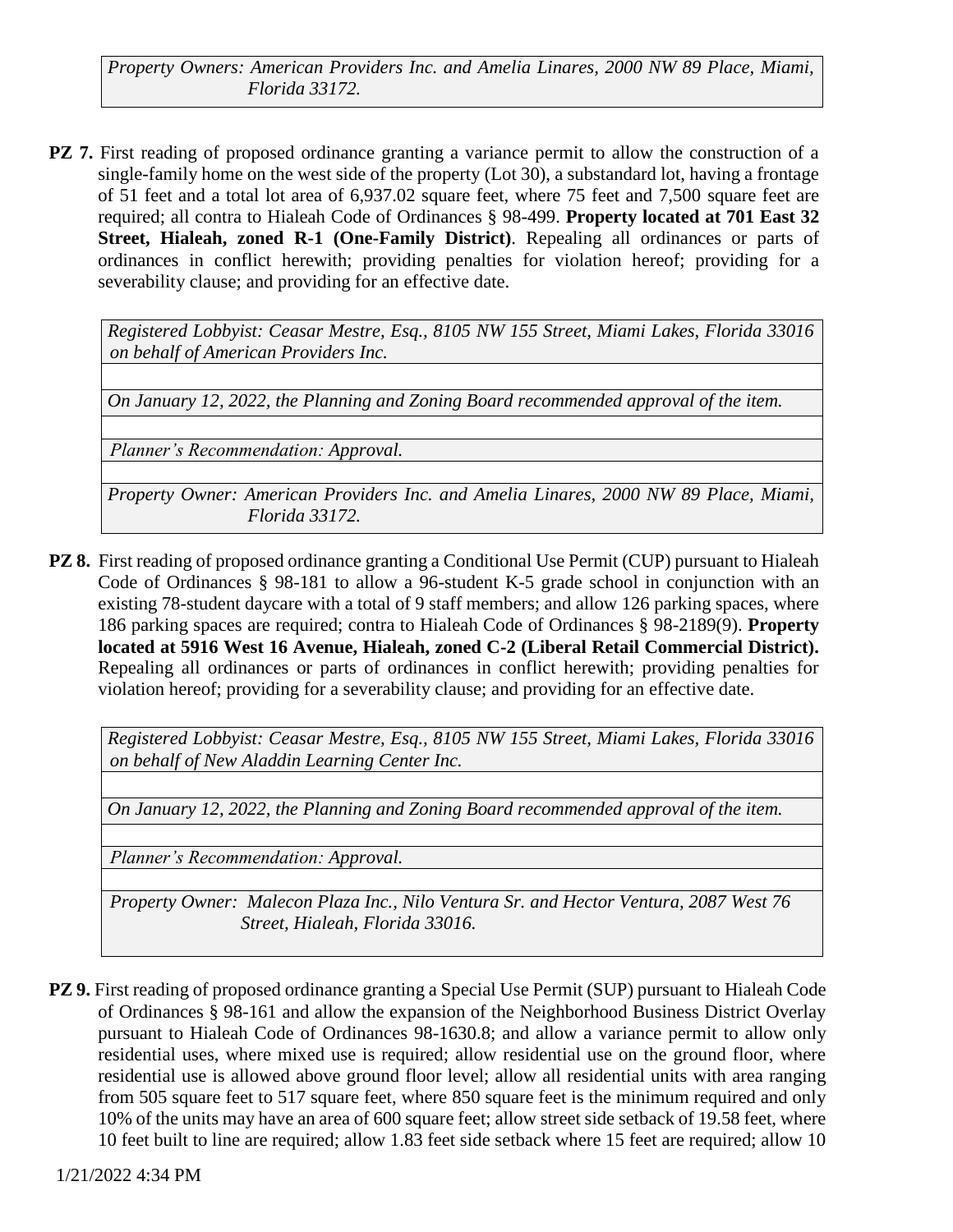*Property Owners: American Providers Inc. and Amelia Linares, 2000 NW 89 Place, Miami, Florida 33172.*

**PZ 7.** First reading of proposed ordinance granting a variance permit to allow the construction of a single-family home on the west side of the property (Lot 30), a substandard lot, having a frontage of 51 feet and a total lot area of 6,937.02 square feet, where 75 feet and 7,500 square feet are required; all contra to Hialeah Code of Ordinances § 98-499. **Property located at 701 East 32 Street, Hialeah, zoned R-1 (One-Family District)**. Repealing all ordinances or parts of ordinances in conflict herewith; providing penalties for violation hereof; providing for a severability clause; and providing for an effective date.

*Registered Lobbyist: Ceasar Mestre, Esq., 8105 NW 155 Street, Miami Lakes, Florida 33016 on behalf of American Providers Inc.*

*On January 12, 2022, the Planning and Zoning Board recommended approval of the item.*

*Planner's Recommendation: Approval.*

*Property Owner: American Providers Inc. and Amelia Linares, 2000 NW 89 Place, Miami, Florida 33172.*

**PZ 8.** First reading of proposed ordinance granting a Conditional Use Permit (CUP) pursuant to Hialeah Code of Ordinances § 98-181 to allow a 96-student K-5 grade school in conjunction with an existing 78-student daycare with a total of 9 staff members; and allow 126 parking spaces, where 186 parking spaces are required; contra to Hialeah Code of Ordinances § 98-2189(9). **Property located at 5916 West 16 Avenue, Hialeah, zoned C-2 (Liberal Retail Commercial District).** Repealing all ordinances or parts of ordinances in conflict herewith; providing penalties for violation hereof; providing for a severability clause; and providing for an effective date.

*Registered Lobbyist: Ceasar Mestre, Esq., 8105 NW 155 Street, Miami Lakes, Florida 33016 on behalf of New Aladdin Learning Center Inc.*

*On January 12, 2022, the Planning and Zoning Board recommended approval of the item.*

*Planner's Recommendation: Approval.*

*Property Owner: Malecon Plaza Inc., Nilo Ventura Sr. and Hector Ventura, 2087 West 76 Street, Hialeah, Florida 33016.*

**PZ 9.** First reading of proposed ordinance granting a Special Use Permit (SUP) pursuant to Hialeah Code of Ordinances § 98-161 and allow the expansion of the Neighborhood Business District Overlay pursuant to Hialeah Code of Ordinances 98-1630.8; and allow a variance permit to allow only residential uses, where mixed use is required; allow residential use on the ground floor, where residential use is allowed above ground floor level; allow all residential units with area ranging from 505 square feet to 517 square feet, where 850 square feet is the minimum required and only 10% of the units may have an area of 600 square feet; allow street side setback of 19.58 feet, where 10 feet built to line are required; allow 1.83 feet side setback where 15 feet are required; allow 10

1/21/2022 4:34 PM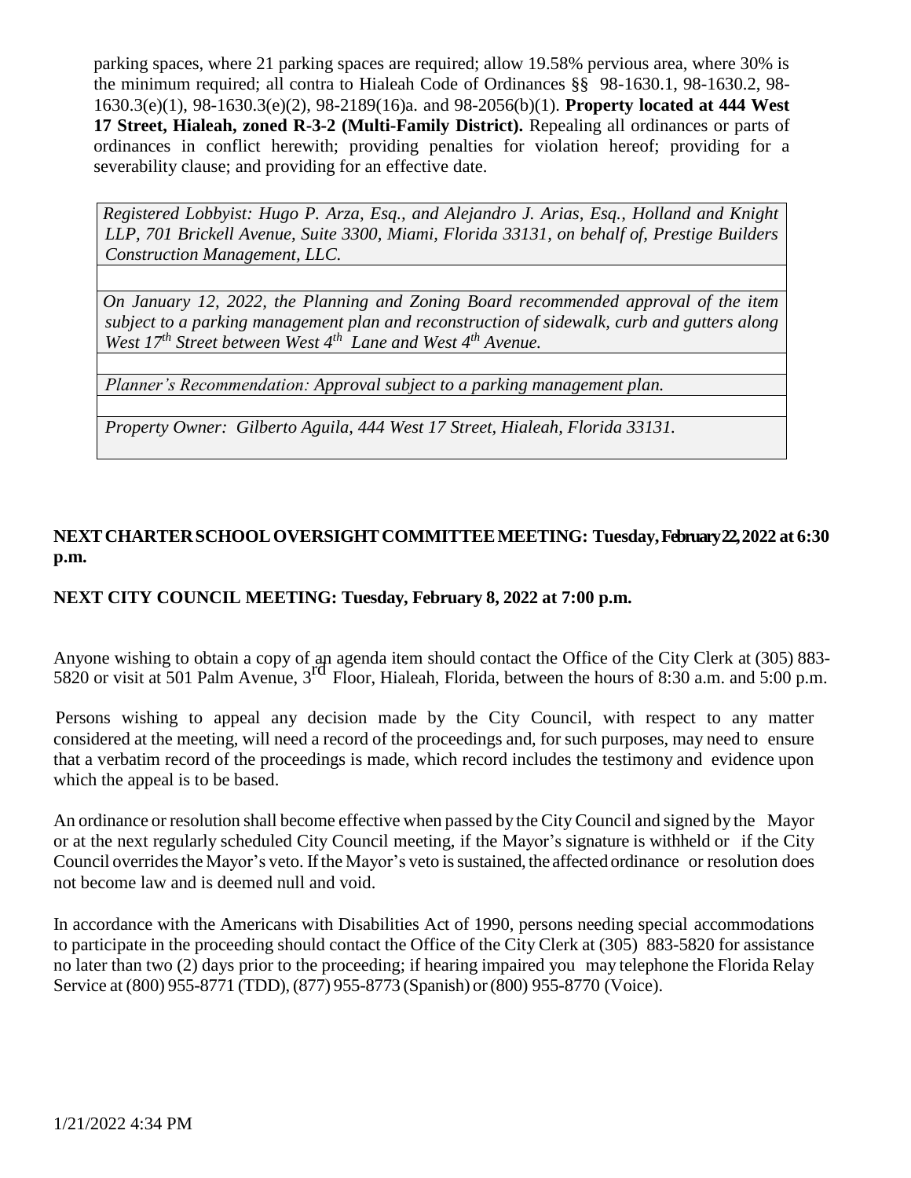parking spaces, where 21 parking spaces are required; allow 19.58% pervious area, where 30% is the minimum required; all contra to Hialeah Code of Ordinances §§ 98-1630.1, 98-1630.2, 98-1630.3(e)(1), 98-1630.3(e)(2), 98-2189(16)a. and 98-2056(b)(1). **Property located at 444 West 17 Street, Hialeah, zoned R-3-2 (Multi-Family District).** Repealing all ordinances or parts of ordinances in conflict herewith; providing penalties for violation hereof; providing for a severability clause; and providing for an effective date.

*Registered Lobbyist: Hugo P. Arza, Esq., and Alejandro J. Arias, Esq., Holland and Knight LLP, 701 Brickell Avenue, Suite 3300, Miami, Florida 33131, on behalf of, Prestige Builders Construction Management, LLC.*

*On January 12, 2022, the Planning and Zoning Board recommended approval of the item subject to a parking management plan and reconstruction of sidewalk, curb and gutters along West 17th Street between West 4th Lane and West 4th Avenue.*

*Planner's Recommendation: Approval subject to a parking management plan.*

*Property Owner: Gilberto Aguila, 444 West 17 Street, Hialeah, Florida 33131.*

**NEXT CHARTER SCHOOL OVERSIGHT COMMITTEE MEETING: Tuesday, February 22, 2022 at 6:30 p.m.**

**NEXT CITY COUNCIL MEETING: Tuesday, February 8, 2022 at 7:00 p.m.**

Anyone wishing to obtain a copy of an agenda item should contact the Office of the City Clerk at (305) 883-5820 or visit at 501 Palm Avenue, 3rd Floor, Hialeah, Florida, between the hours of 8:30 a.m. and 5:00 p.m.

Persons wishing to appeal any decision made by the City Council, with respect to any matter considered at the meeting, will need a record of the proceedings and, for such purposes, may need to ensure that a verbatim record of the proceedings is made, which record includes the testimony and evidence upon which the appeal is to be based.

An ordinance or resolution shall become effective when passed by the City Council and signed by the Mayor or at the next regularly scheduled City Council meeting, if the Mayor's signature is withheld or if the City Council overrides the Mayor's veto. If the Mayor's veto is sustained, the affected ordinance or resolution does not become law and is deemed null and void.

In accordance with the Americans with Disabilities Act of 1990, persons needing special accommodations to participate in the proceeding should contact the Office of the City Clerk at (305) 883-5820 for assistance no later than two (2) days prior to the proceeding; if hearing impaired you may telephone the Florida Relay Service at (800) 955-8771 (TDD), (877) 955-8773 (Spanish) or (800) 955-8770 (Voice).

1/21/2022 4:34 PM